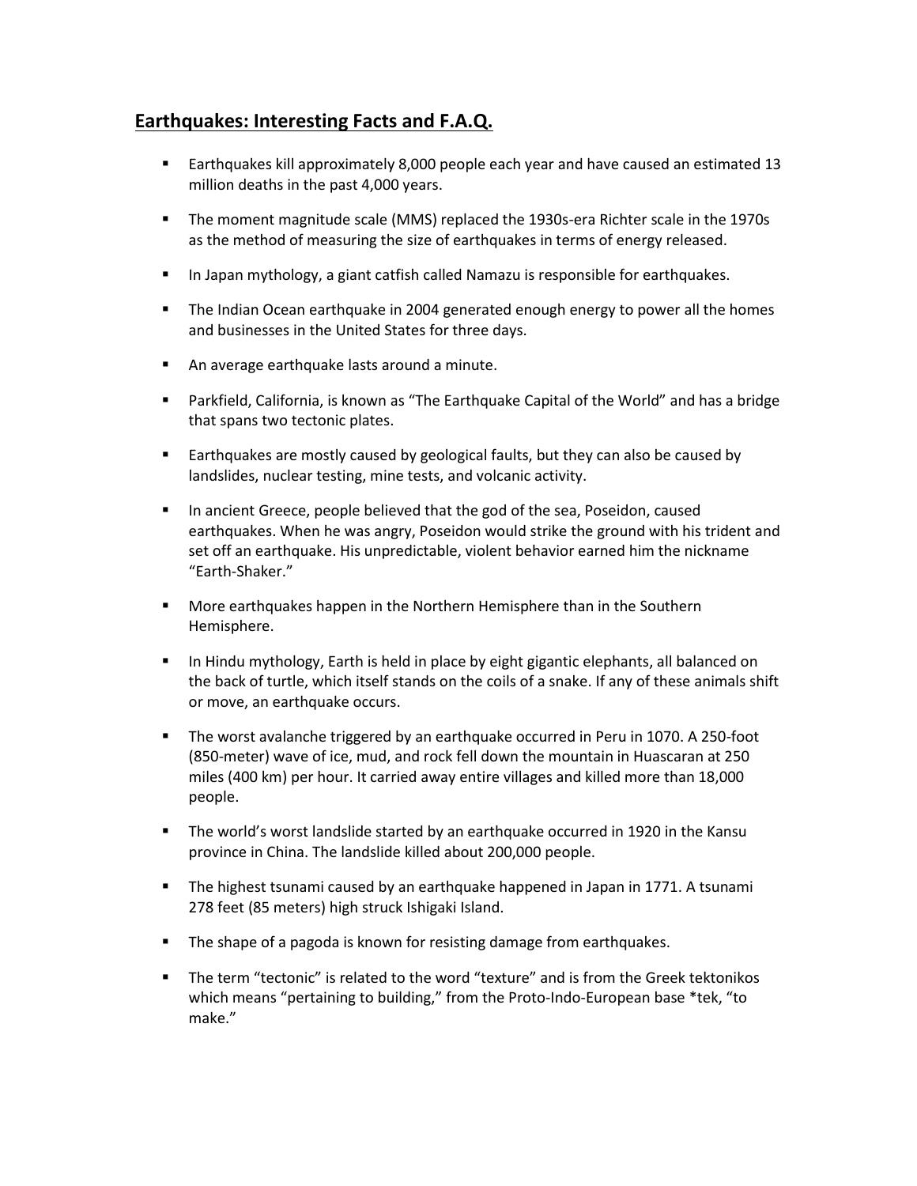## Earthquakes: Interesting Facts and F.A.Q.

- Earthquakes kill approximately 8,000 people each year and have caused an estimated 13 million deaths in the past 4,000 years.
- The moment magnitude scale (MMS) replaced the 1930s-era Richter scale in the 1970s as the method of measuring the size of earthquakes in terms of energy released.
- In Japan mythology, a giant catfish called Namazu is responsible for earthquakes.
- The Indian Ocean earthquake in 2004 generated enough energy to power all the homes and businesses in the United States for three days.
- An average earthquake lasts around a minute.
- Parkfield, California, is known as "The Earthquake Capital of the World" and has a bridge that spans two tectonic plates.
- Earthquakes are mostly caused by geological faults, but they can also be caused by landslides, nuclear testing, mine tests, and volcanic activity.
- In ancient Greece, people believed that the god of the sea, Poseidon, caused earthquakes. When he was angry, Poseidon would strike the ground with his trident and set off an earthquake. His unpredictable, violent behavior earned him the nickname "Earth-Shaker."
- More earthquakes happen in the Northern Hemisphere than in the Southern Hemisphere.
- In Hindu mythology, Earth is held in place by eight gigantic elephants, all balanced on the back of turtle, which itself stands on the coils of a snake. If any of these animals shift or move, an earthquake occurs.
- The worst avalanche triggered by an earthquake occurred in Peru in 1070. A 250-foot (850-meter) wave of ice, mud, and rock fell down the mountain in Huascaran at 250 miles (400 km) per hour. It carried away entire villages and killed more than 18,000 people.
- The world's worst landslide started by an earthquake occurred in 1920 in the Kansu province in China. The landslide killed about 200,000 people.
- The highest tsunami caused by an earthquake happened in Japan in 1771. A tsunami 278 feet (85 meters) high struck Ishigaki Island.
- The shape of a pagoda is known for resisting damage from earthquakes.
- The term "tectonic" is related to the word "texture" and is from the Greek tektonikos which means "pertaining to building," from the Proto-Indo-European base *tek, "to make."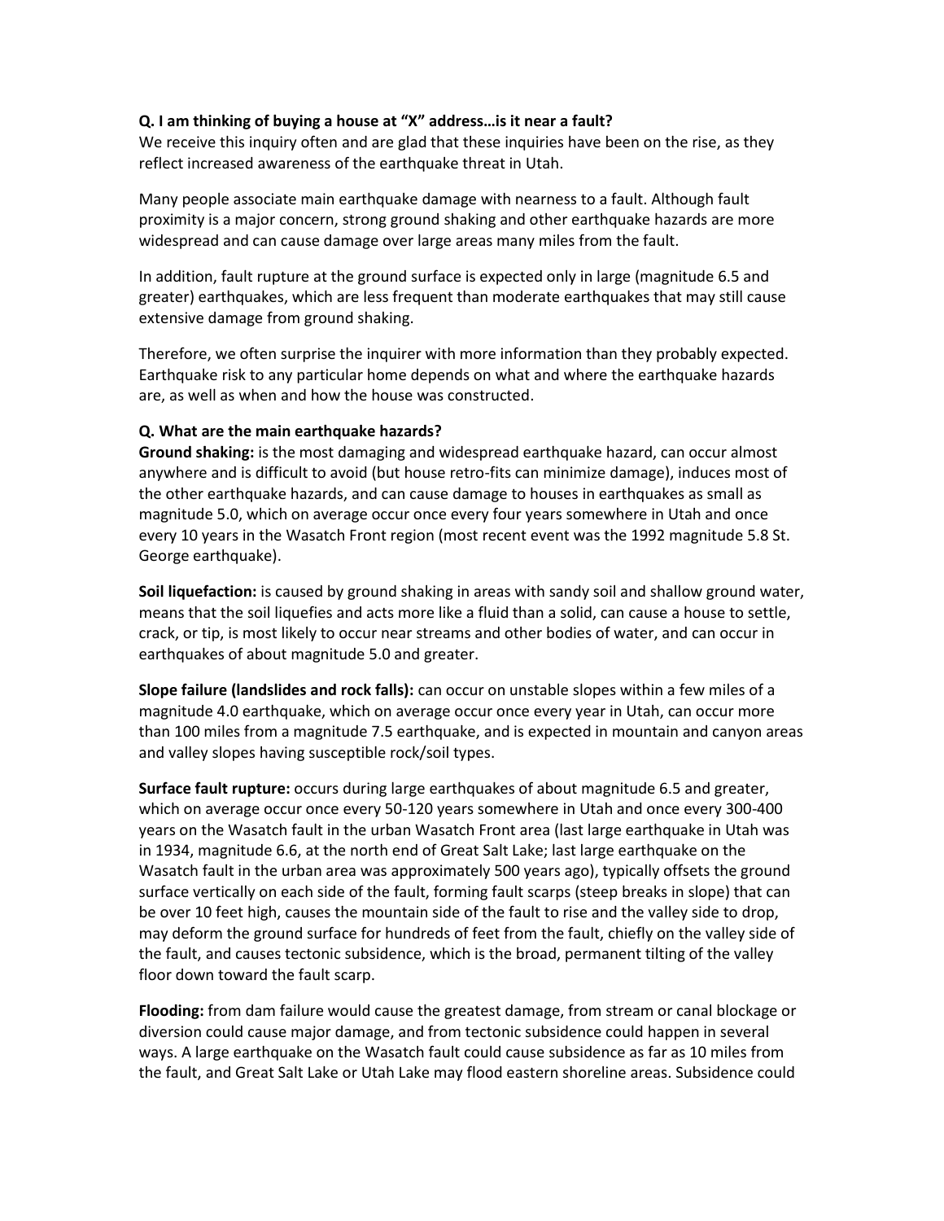**Q. I am thinking of buying a house at "X" address…is it near a fault?**
We receive this inquiry often and are glad that these inquiries have been on the rise, as they reflect increased awareness of the earthquake threat in Utah.

Many people associate main earthquake damage with nearness to a fault. Although fault proximity is a major concern, strong ground shaking and other earthquake hazards are more widespread and can cause damage over large areas many miles from the fault.

In addition, fault rupture at the ground surface is expected only in large (magnitude 6.5 and greater) earthquakes, which are less frequent than moderate earthquakes that may still cause extensive damage from ground shaking.

Therefore, we often surprise the inquirer with more information than they probably expected. Earthquake risk to any particular home depends on what and where the earthquake hazards are, as well as when and how the house was constructed.

**Q. What are the main earthquake hazards?**
**Ground shaking:** is the most damaging and widespread earthquake hazard, can occur almost anywhere and is difficult to avoid (but house retro-fits can minimize damage), induces most of the other earthquake hazards, and can cause damage to houses in earthquakes as small as magnitude 5.0, which on average occur once every four years somewhere in Utah and once every 10 years in the Wasatch Front region (most recent event was the 1992 magnitude 5.8 St. George earthquake).

**Soil liquefaction:** is caused by ground shaking in areas with sandy soil and shallow ground water, means that the soil liquefies and acts more like a fluid than a solid, can cause a house to settle, crack, or tip, is most likely to occur near streams and other bodies of water, and can occur in earthquakes of about magnitude 5.0 and greater.

**Slope failure (landslides and rock falls):** can occur on unstable slopes within a few miles of a magnitude 4.0 earthquake, which on average occur once every year in Utah, can occur more than 100 miles from a magnitude 7.5 earthquake, and is expected in mountain and canyon areas and valley slopes having susceptible rock/soil types.

**Surface fault rupture:** occurs during large earthquakes of about magnitude 6.5 and greater, which on average occur once every 50-120 years somewhere in Utah and once every 300-400 years on the Wasatch fault in the urban Wasatch Front area (last large earthquake in Utah was in 1934, magnitude 6.6, at the north end of Great Salt Lake; last large earthquake on the Wasatch fault in the urban area was approximately 500 years ago), typically offsets the ground surface vertically on each side of the fault, forming fault scarps (steep breaks in slope) that can be over 10 feet high, causes the mountain side of the fault to rise and the valley side to drop, may deform the ground surface for hundreds of feet from the fault, chiefly on the valley side of the fault, and causes tectonic subsidence, which is the broad, permanent tilting of the valley floor down toward the fault scarp.

**Flooding:** from dam failure would cause the greatest damage, from stream or canal blockage or diversion could cause major damage, and from tectonic subsidence could happen in several ways. A large earthquake on the Wasatch fault could cause subsidence as far as 10 miles from the fault, and Great Salt Lake or Utah Lake may flood eastern shoreline areas. Subsidence could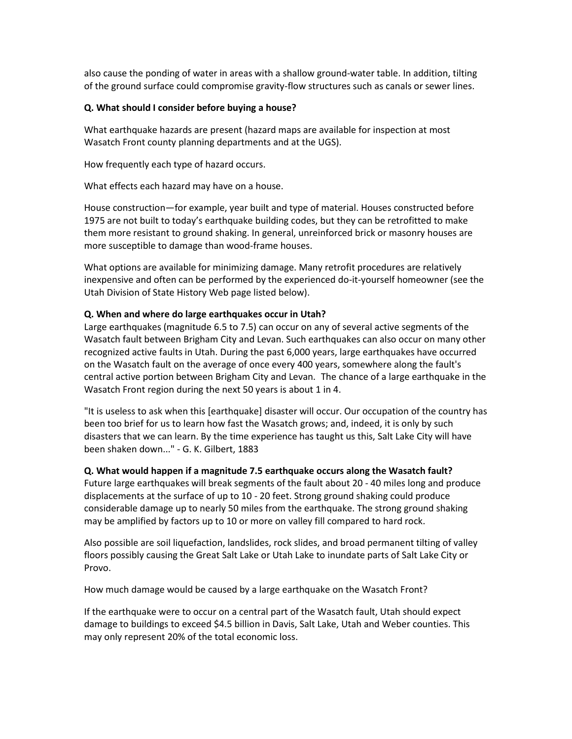also cause the ponding of water in areas with a shallow ground-water table. In addition, tilting of the ground surface could compromise gravity-flow structures such as canals or sewer lines.

**Q. What should I consider before buying a house?**

What earthquake hazards are present (hazard maps are available for inspection at most Wasatch Front county planning departments and at the UGS).

How frequently each type of hazard occurs.

What effects each hazard may have on a house.

House construction—for example, year built and type of material. Houses constructed before 1975 are not built to today's earthquake building codes, but they can be retrofitted to make them more resistant to ground shaking. In general, unreinforced brick or masonry houses are more susceptible to damage than wood-frame houses.

What options are available for minimizing damage. Many retrofit procedures are relatively inexpensive and often can be performed by the experienced do-it-yourself homeowner (see the Utah Division of State History Web page listed below).

**Q. When and where do large earthquakes occur in Utah?**

Large earthquakes (magnitude 6.5 to 7.5) can occur on any of several active segments of the Wasatch fault between Brigham City and Levan. Such earthquakes can also occur on many other recognized active faults in Utah. During the past 6,000 years, large earthquakes have occurred on the Wasatch fault on the average of once every 400 years, somewhere along the fault's central active portion between Brigham City and Levan. The chance of a large earthquake in the Wasatch Front region during the next 50 years is about 1 in 4.

"It is useless to ask when this [earthquake] disaster will occur. Our occupation of the country has been too brief for us to learn how fast the Wasatch grows; and, indeed, it is only by such disasters that we can learn. By the time experience has taught us this, Salt Lake City will have been shaken down..." - G. K. Gilbert, 1883

**Q. What would happen if a magnitude 7.5 earthquake occurs along the Wasatch fault?**

Future large earthquakes will break segments of the fault about 20 - 40 miles long and produce displacements at the surface of up to 10 - 20 feet. Strong ground shaking could produce considerable damage up to nearly 50 miles from the earthquake. The strong ground shaking may be amplified by factors up to 10 or more on valley fill compared to hard rock.

Also possible are soil liquefaction, landslides, rock slides, and broad permanent tilting of valley floors possibly causing the Great Salt Lake or Utah Lake to inundate parts of Salt Lake City or Provo.

How much damage would be caused by a large earthquake on the Wasatch Front?

If the earthquake were to occur on a central part of the Wasatch fault, Utah should expect damage to buildings to exceed $4.5 billion in Davis, Salt Lake, Utah and Weber counties. This may only represent 20% of the total economic loss.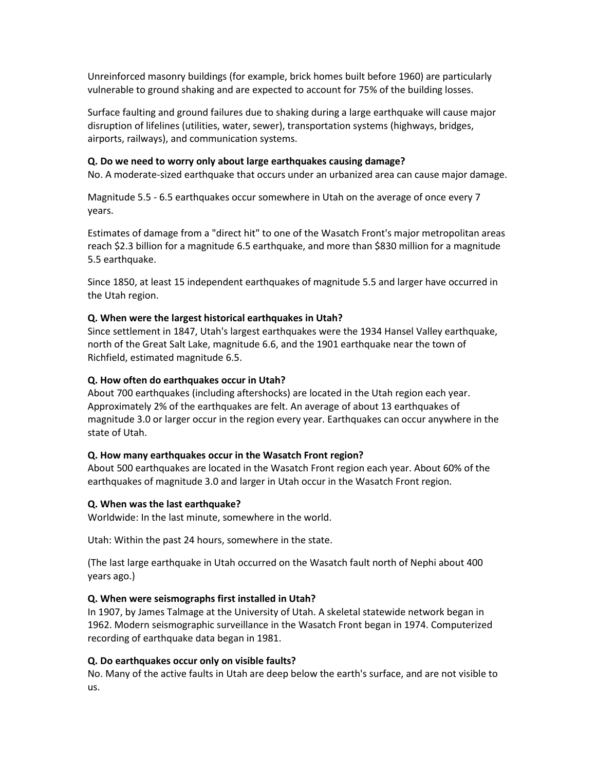Unreinforced masonry buildings (for example, brick homes built before 1960) are particularly vulnerable to ground shaking and are expected to account for 75% of the building losses.

Surface faulting and ground failures due to shaking during a large earthquake will cause major disruption of lifelines (utilities, water, sewer), transportation systems (highways, bridges, airports, railways), and communication systems.

**Q. Do we need to worry only about large earthquakes causing damage?**
No. A moderate-sized earthquake that occurs under an urbanized area can cause major damage.

Magnitude 5.5 - 6.5 earthquakes occur somewhere in Utah on the average of once every 7 years.

Estimates of damage from a "direct hit" to one of the Wasatch Front's major metropolitan areas reach $2.3 billion for a magnitude 6.5 earthquake, and more than $830 million for a magnitude 5.5 earthquake.

Since 1850, at least 15 independent earthquakes of magnitude 5.5 and larger have occurred in the Utah region.

**Q. When were the largest historical earthquakes in Utah?**
Since settlement in 1847, Utah's largest earthquakes were the 1934 Hansel Valley earthquake, north of the Great Salt Lake, magnitude 6.6, and the 1901 earthquake near the town of Richfield, estimated magnitude 6.5.

**Q. How often do earthquakes occur in Utah?**
About 700 earthquakes (including aftershocks) are located in the Utah region each year. Approximately 2% of the earthquakes are felt. An average of about 13 earthquakes of magnitude 3.0 or larger occur in the region every year. Earthquakes can occur anywhere in the state of Utah.

**Q. How many earthquakes occur in the Wasatch Front region?**
About 500 earthquakes are located in the Wasatch Front region each year. About 60% of the earthquakes of magnitude 3.0 and larger in Utah occur in the Wasatch Front region.

**Q. When was the last earthquake?**
Worldwide: In the last minute, somewhere in the world.

Utah: Within the past 24 hours, somewhere in the state.

(The last large earthquake in Utah occurred on the Wasatch fault north of Nephi about 400 years ago.)

**Q. When were seismographs first installed in Utah?**
In 1907, by James Talmage at the University of Utah. A skeletal statewide network began in 1962. Modern seismographic surveillance in the Wasatch Front began in 1974. Computerized recording of earthquake data began in 1981.

**Q. Do earthquakes occur only on visible faults?**
No. Many of the active faults in Utah are deep below the earth's surface, and are not visible to us.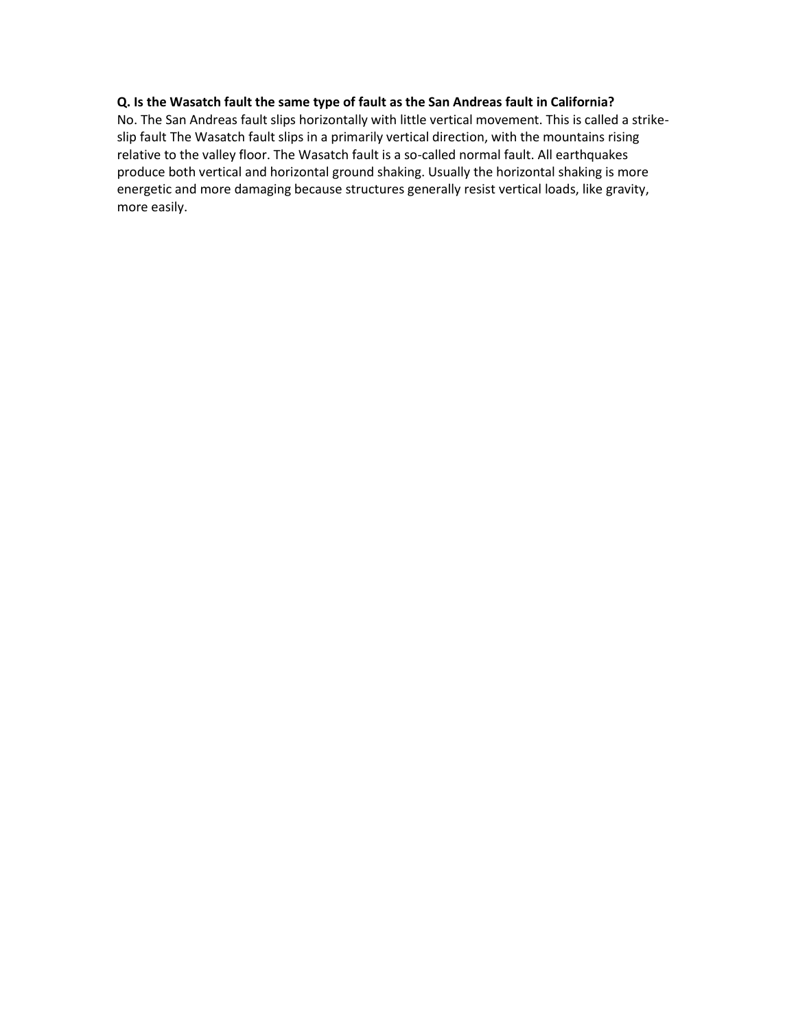**Q. Is the Wasatch fault the same type of fault as the San Andreas fault in California?**

No. The San Andreas fault slips horizontally with little vertical movement. This is called a strike-slip fault The Wasatch fault slips in a primarily vertical direction, with the mountains rising relative to the valley floor. The Wasatch fault is a so-called normal fault. All earthquakes produce both vertical and horizontal ground shaking. Usually the horizontal shaking is more energetic and more damaging because structures generally resist vertical loads, like gravity, more easily.